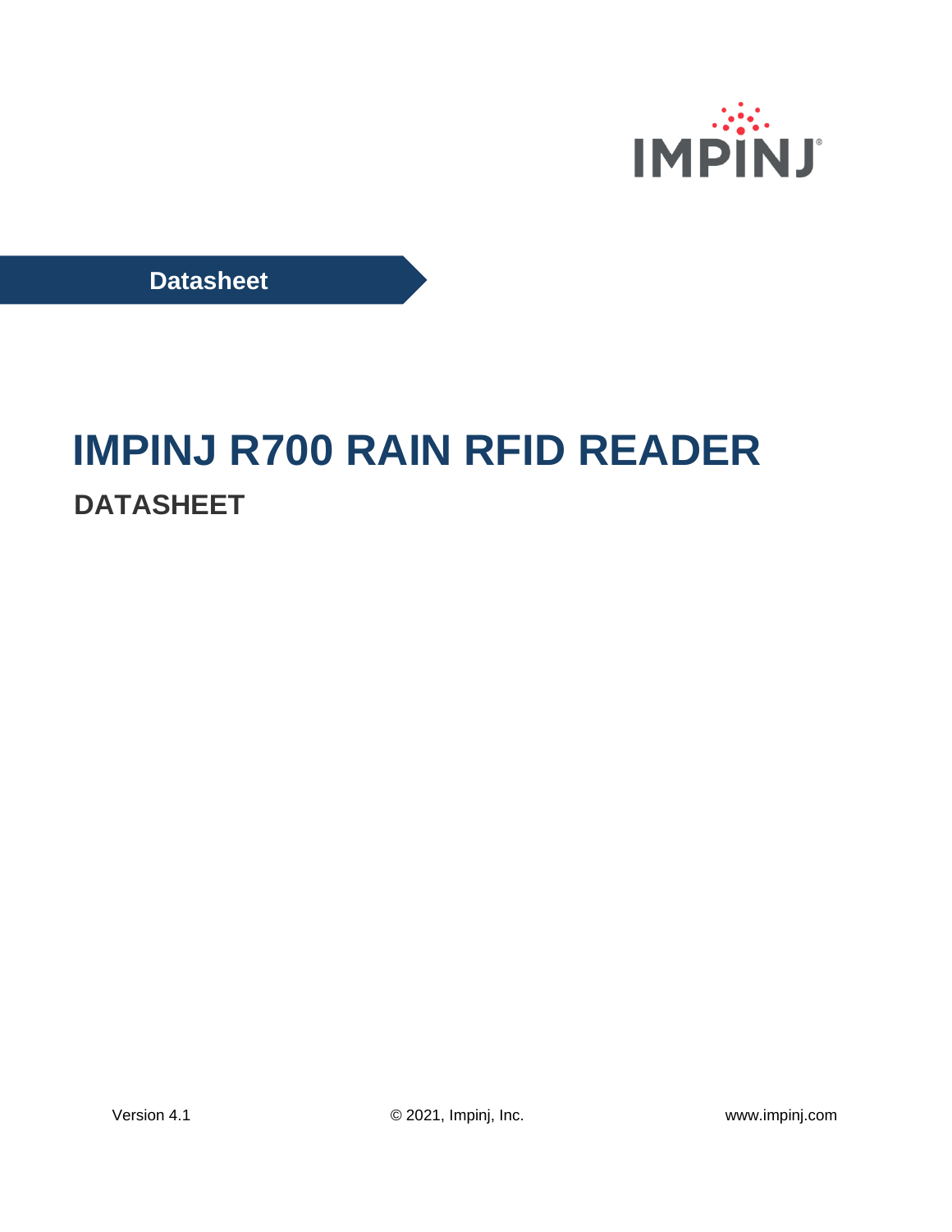IMPINJ

Datasheet

# IMPINJ R700 RAIN RFID READER

## DATASHEET

Version 4.1

© 2021, Impinj, Inc.

www.impinj.com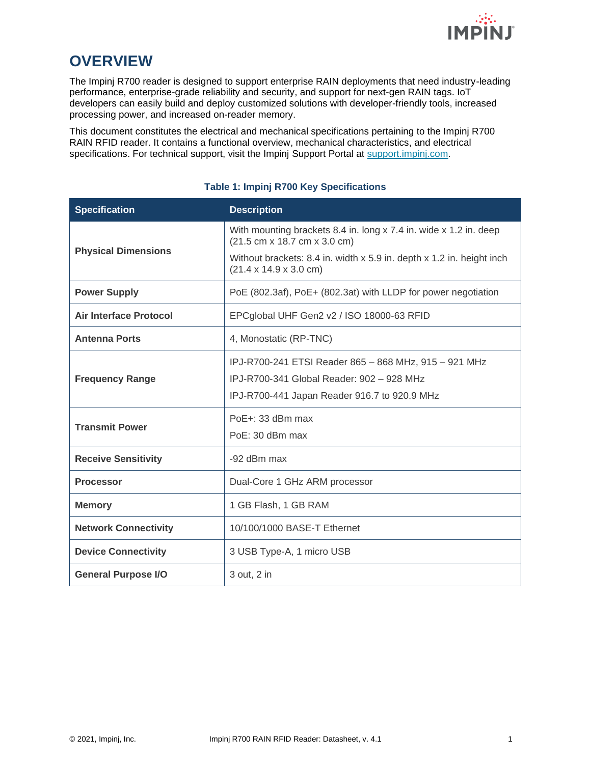# OVERVIEW

The Impinj R700 reader is designed to support enterprise RAIN deployments that need industry-leading performance, enterprise-grade reliability and security, and support for next-gen RAIN tags. IoT developers can easily build and deploy customized solutions with developer-friendly tools, increased processing power, and increased on-reader memory.

This document constitutes the electrical and mechanical specifications pertaining to the Impinj R700 RAIN RFID reader. It contains a functional overview, mechanical characteristics, and electrical specifications. For technical support, visit the Impinj Support Portal at support.impinj.com.

**Table 1: Impinj R700 Key Specifications**

| Specification | Description |
|---|---|
| **Physical Dimensions** | With mounting brackets 8.4 in. long x 7.4 in. wide x 1.2 in. deep (21.5 cm x 18.7 cm x 3.0 cm)<br>Without brackets: 8.4 in. width x 5.9 in. depth x 1.2 in. height inch (21.4 x 14.9 x 3.0 cm) |
| **Power Supply** | PoE (802.3af), PoE+ (802.3at) with LLDP for power negotiation |
| **Air Interface Protocol** | EPCglobal UHF Gen2 v2 / ISO 18000-63 RFID |
| **Antenna Ports** | 4, Monostatic (RP-TNC) |
| **Frequency Range** | IPJ-R700-241 ETSI Reader 865 – 868 MHz, 915 – 921 MHz<br>IPJ-R700-341 Global Reader: 902 – 928 MHz<br>IPJ-R700-441 Japan Reader 916.7 to 920.9 MHz |
| **Transmit Power** | PoE+: 33 dBm max<br>PoE: 30 dBm max |
| **Receive Sensitivity** | -92 dBm max |
| **Processor** | Dual-Core 1 GHz ARM processor |
| **Memory** | 1 GB Flash, 1 GB RAM |
| **Network Connectivity** | 10/100/1000 BASE-T Ethernet |
| **Device Connectivity** | 3 USB Type-A, 1 micro USB |
| **General Purpose I/O** | 3 out, 2 in |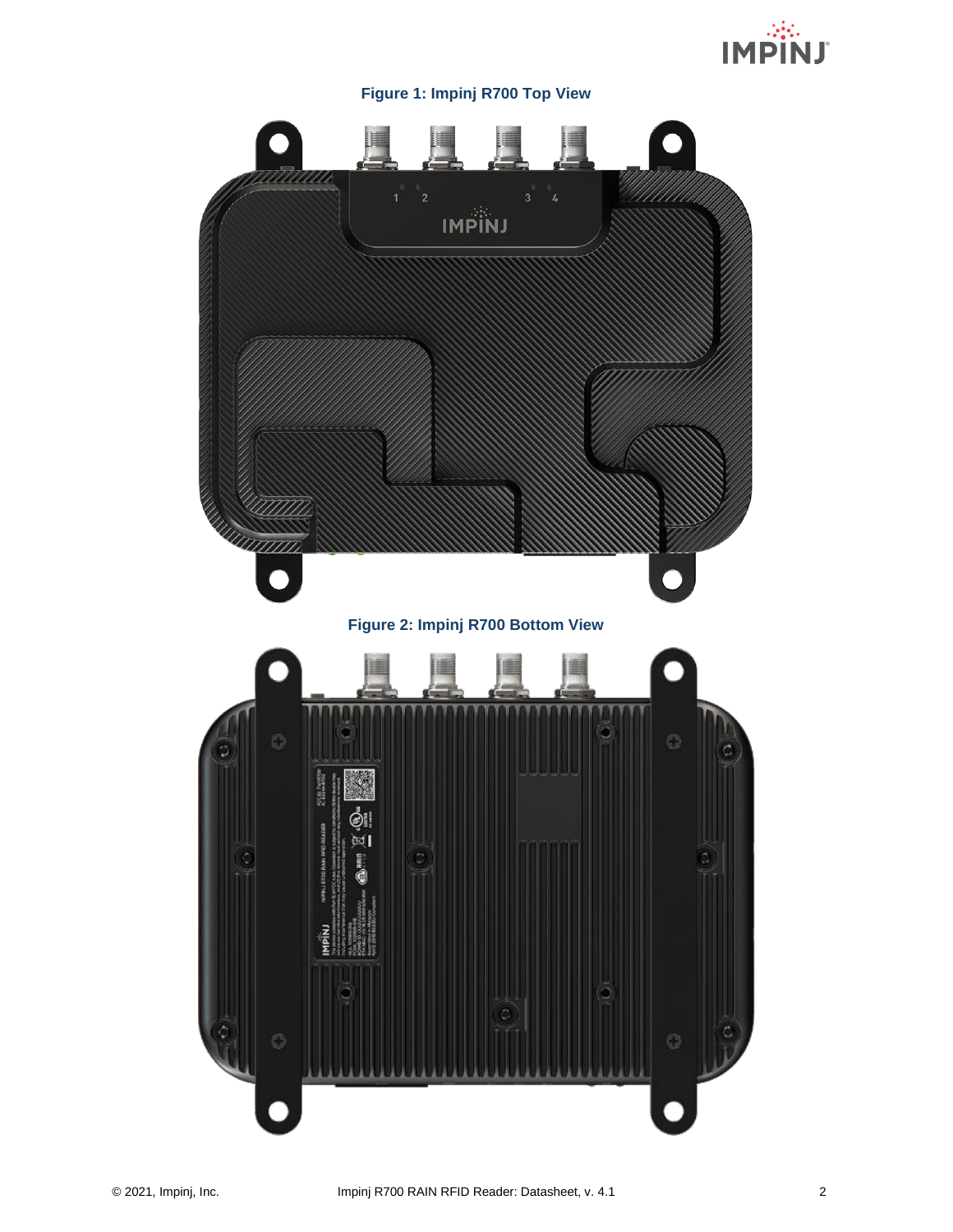**Figure 1: Impinj R700 Top View**

**Figure 2: Impinj R700 Bottom View**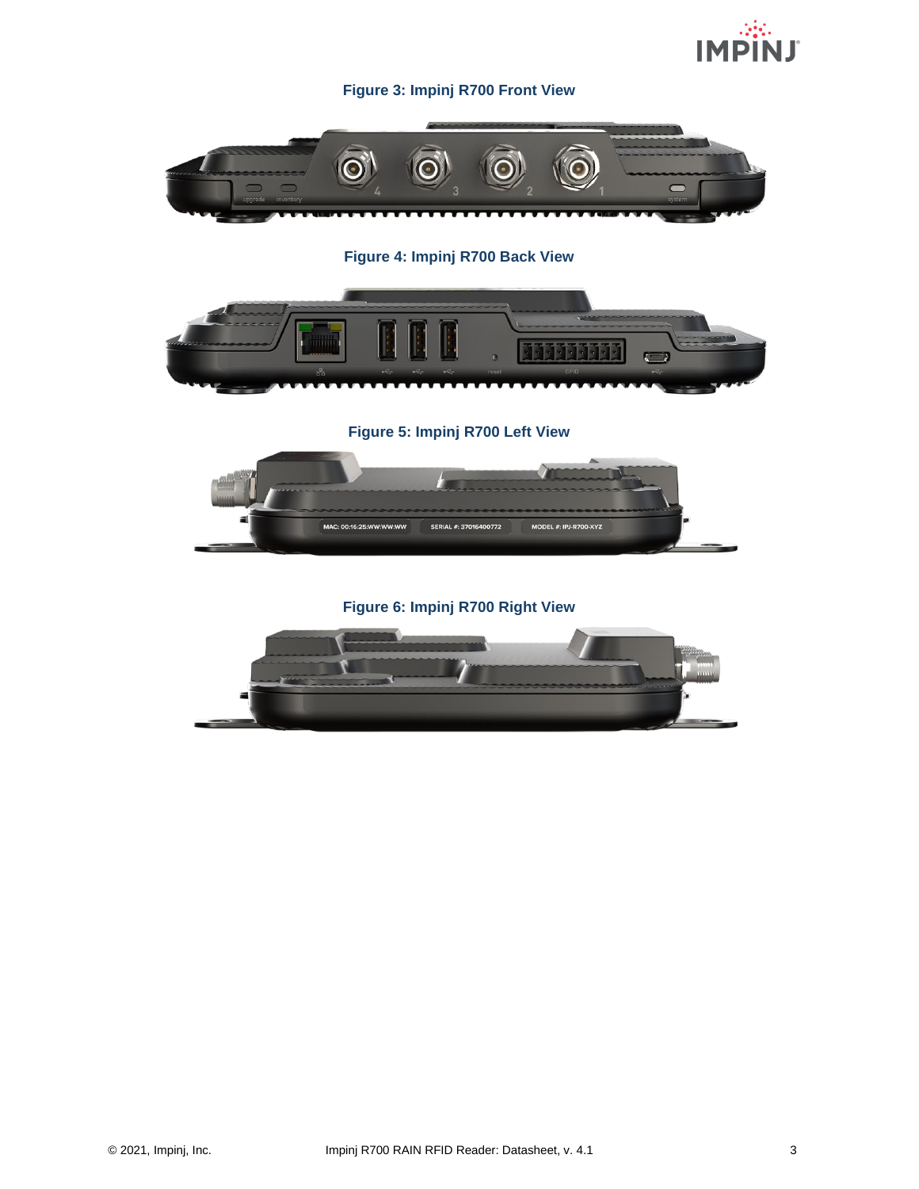**Figure 3: Impinj R700 Front View**

**Figure 4: Impinj R700 Back View**

**Figure 5: Impinj R700 Left View**

**Figure 6: Impinj R700 Right View**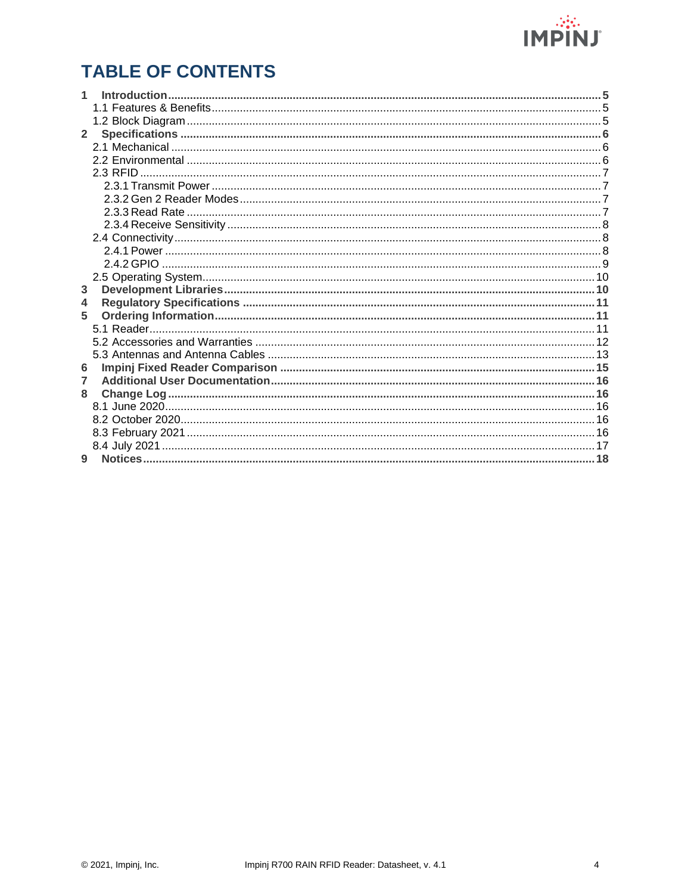# TABLE OF CONTENTS

- 1 **Introduction** ... 5
  - 1.1 Features & Benefits ... 5
  - 1.2 Block Diagram ... 5
- 2 **Specifications** ... 6
  - 2.1 Mechanical ... 6
  - 2.2 Environmental ... 6
  - 2.3 RFID ... 7
    - 2.3.1 Transmit Power ... 7
    - 2.3.2 Gen 2 Reader Modes ... 7
    - 2.3.3 Read Rate ... 7
    - 2.3.4 Receive Sensitivity ... 8
  - 2.4 Connectivity ... 8
    - 2.4.1 Power ... 8
    - 2.4.2 GPIO ... 9
  - 2.5 Operating System ... 10
- 3 **Development Libraries** ... 10
- 4 **Regulatory Specifications** ... 11
- 5 **Ordering Information** ... 11
  - 5.1 Reader ... 11
  - 5.2 Accessories and Warranties ... 12
  - 5.3 Antennas and Antenna Cables ... 13
- 6 **Impinj Fixed Reader Comparison** ... 15
- 7 **Additional User Documentation** ... 16
- 8 **Change Log** ... 16
  - 8.1 June 2020 ... 16
  - 8.2 October 2020 ... 16
  - 8.3 February 2021 ... 16
  - 8.4 July 2021 ... 17
- 9 **Notices** ... 18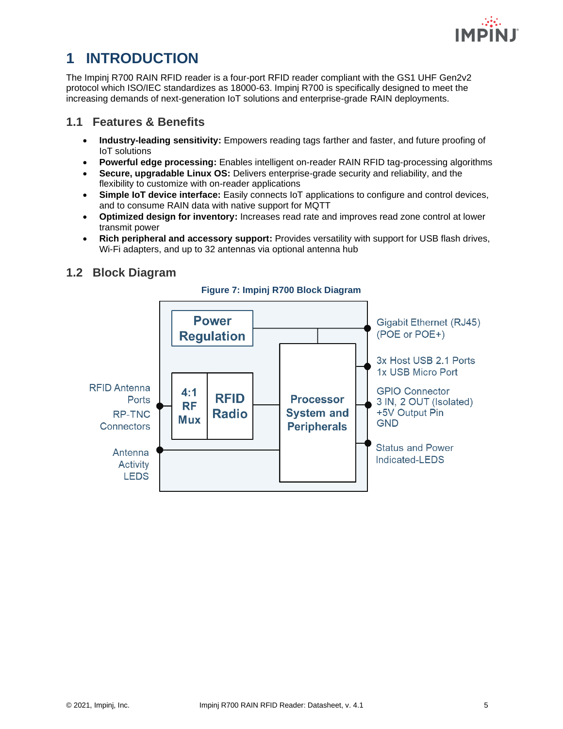# 1 INTRODUCTION

The Impinj R700 RAIN RFID reader is a four-port RFID reader compliant with the GS1 UHF Gen2v2 protocol which ISO/IEC standardizes as 18000-63. Impinj R700 is specifically designed to meet the increasing demands of next-generation IoT solutions and enterprise-grade RAIN deployments.

## 1.1 Features & Benefits

- **Industry-leading sensitivity:** Empowers reading tags farther and faster, and future proofing of IoT solutions
- **Powerful edge processing:** Enables intelligent on-reader RAIN RFID tag-processing algorithms
- **Secure, upgradable Linux OS:** Delivers enterprise-grade security and reliability, and the flexibility to customize with on-reader applications
- **Simple IoT device interface:** Easily connects IoT applications to configure and control devices, and to consume RAIN data with native support for MQTT
- **Optimized design for inventory:** Increases read rate and improves read zone control at lower transmit power
- **Rich peripheral and accessory support:** Provides versatility with support for USB flash drives, Wi-Fi adapters, and up to 32 antennas via optional antenna hub

## 1.2 Block Diagram

**Figure 7: Impinj R700 Block Diagram**

Power Regulation

4:1 RF Mux

RFID Radio

Processor System and Peripherals

RFID Antenna Ports RP-TNC Connectors

Antenna Activity LEDS

Gigabit Ethernet (RJ45) (POE or POE+)

3x Host USB 2.1 Ports
1x USB Micro Port

GPIO Connector
3 IN, 2 OUT (Isolated)
+5V Output Pin
GND

Status and Power Indicated-LEDS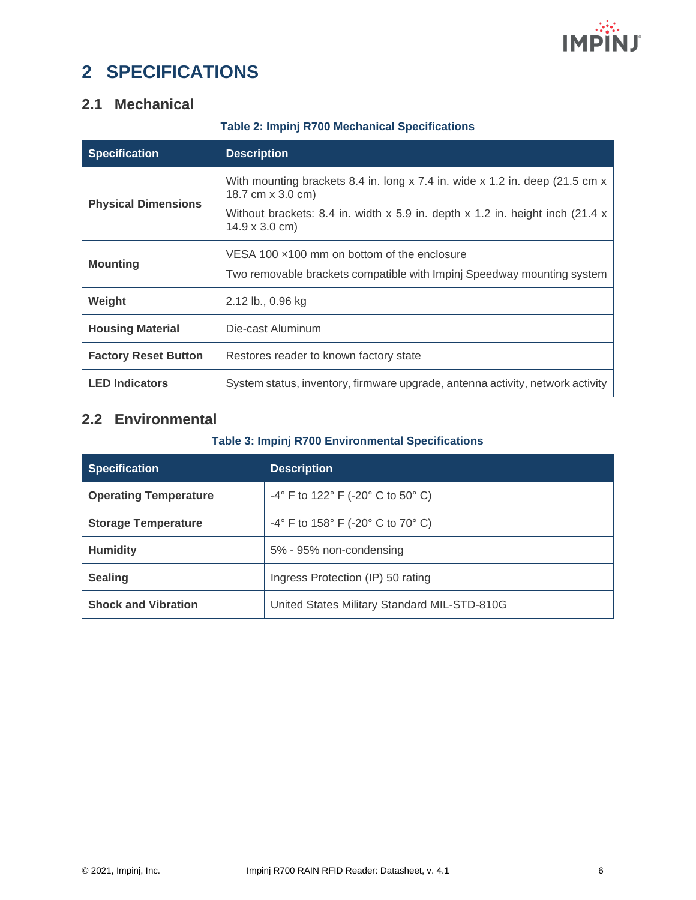# 2 SPECIFICATIONS

## 2.1 Mechanical

**Table 2: Impinj R700 Mechanical Specifications**

| Specification | Description |
|---|---|
| **Physical Dimensions** | With mounting brackets 8.4 in. long x 7.4 in. wide x 1.2 in. deep (21.5 cm x 18.7 cm x 3.0 cm)<br>Without brackets: 8.4 in. width x 5.9 in. depth x 1.2 in. height inch (21.4 x 14.9 x 3.0 cm) |
| **Mounting** | VESA 100 ×100 mm on bottom of the enclosure<br>Two removable brackets compatible with Impinj Speedway mounting system |
| **Weight** | 2.12 lb., 0.96 kg |
| **Housing Material** | Die-cast Aluminum |
| **Factory Reset Button** | Restores reader to known factory state |
| **LED Indicators** | System status, inventory, firmware upgrade, antenna activity, network activity |

## 2.2 Environmental

**Table 3: Impinj R700 Environmental Specifications**

| Specification | Description |
|---|---|
| **Operating Temperature** | -4° F to 122° F (-20° C to 50° C) |
| **Storage Temperature** | -4° F to 158° F (-20° C to 70° C) |
| **Humidity** | 5% - 95% non-condensing |
| **Sealing** | Ingress Protection (IP) 50 rating |
| **Shock and Vibration** | United States Military Standard MIL-STD-810G |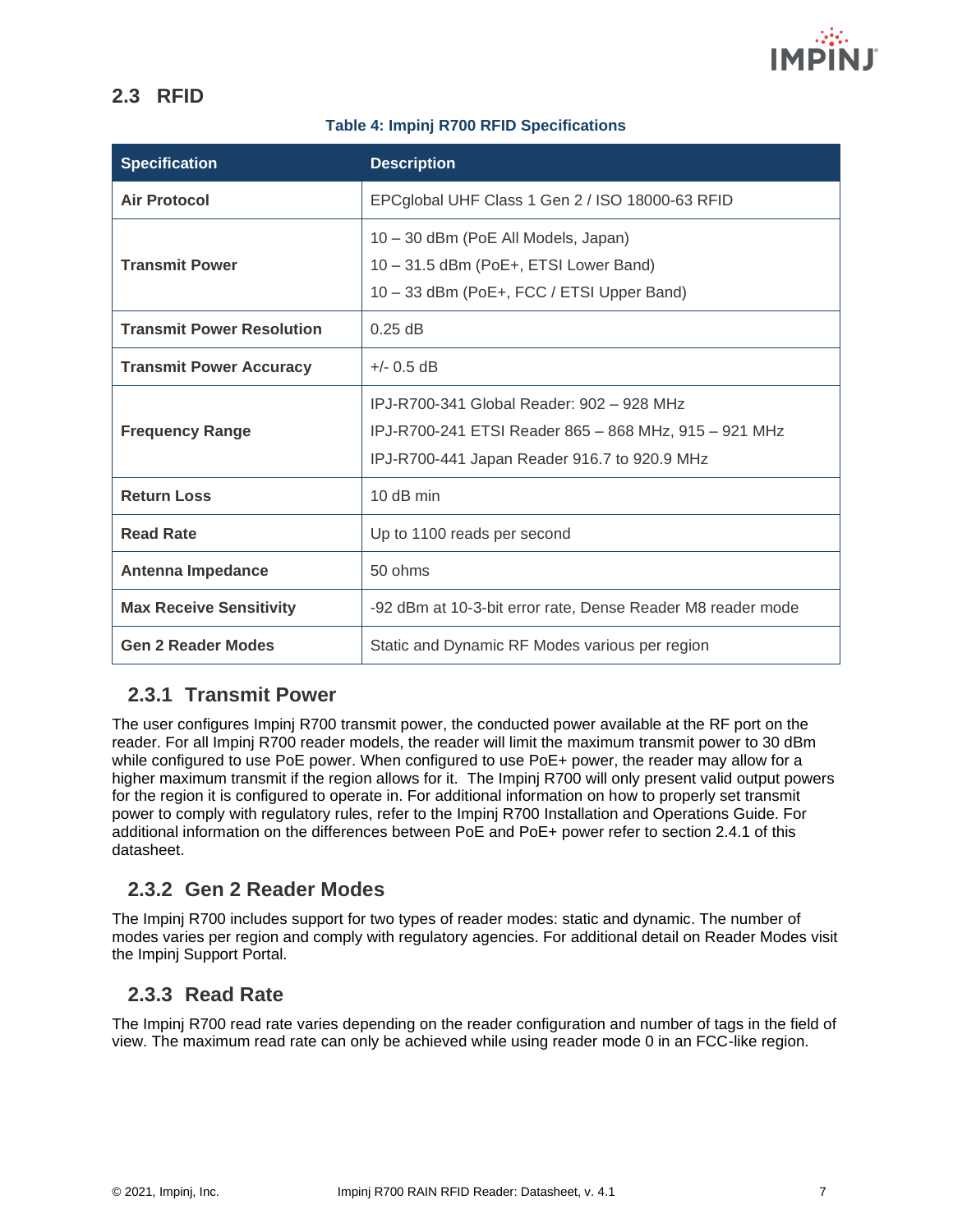## 2.3 RFID

**Table 4: Impinj R700 RFID Specifications**

| Specification | Description |
|---|---|
| **Air Protocol** | EPCglobal UHF Class 1 Gen 2 / ISO 18000-63 RFID |
| **Transmit Power** | 10 – 30 dBm (PoE All Models, Japan)<br>10 – 31.5 dBm (PoE+, ETSI Lower Band)<br>10 – 33 dBm (PoE+, FCC / ETSI Upper Band) |
| **Transmit Power Resolution** | 0.25 dB |
| **Transmit Power Accuracy** | +/- 0.5 dB |
| **Frequency Range** | IPJ-R700-341 Global Reader: 902 – 928 MHz<br>IPJ-R700-241 ETSI Reader 865 – 868 MHz, 915 – 921 MHz<br>IPJ-R700-441 Japan Reader 916.7 to 920.9 MHz |
| **Return Loss** | 10 dB min |
| **Read Rate** | Up to 1100 reads per second |
| **Antenna Impedance** | 50 ohms |
| **Max Receive Sensitivity** | -92 dBm at 10-3-bit error rate, Dense Reader M8 reader mode |
| **Gen 2 Reader Modes** | Static and Dynamic RF Modes various per region |

### 2.3.1 Transmit Power

The user configures Impinj R700 transmit power, the conducted power available at the RF port on the reader. For all Impinj R700 reader models, the reader will limit the maximum transmit power to 30 dBm while configured to use PoE power. When configured to use PoE+ power, the reader may allow for a higher maximum transmit if the region allows for it. The Impinj R700 will only present valid output powers for the region it is configured to operate in. For additional information on how to properly set transmit power to comply with regulatory rules, refer to the Impinj R700 Installation and Operations Guide. For additional information on the differences between PoE and PoE+ power refer to section 2.4.1 of this datasheet.

### 2.3.2 Gen 2 Reader Modes

The Impinj R700 includes support for two types of reader modes: static and dynamic. The number of modes varies per region and comply with regulatory agencies. For additional detail on Reader Modes visit the Impinj Support Portal.

### 2.3.3 Read Rate

The Impinj R700 read rate varies depending on the reader configuration and number of tags in the field of view. The maximum read rate can only be achieved while using reader mode 0 in an FCC-like region.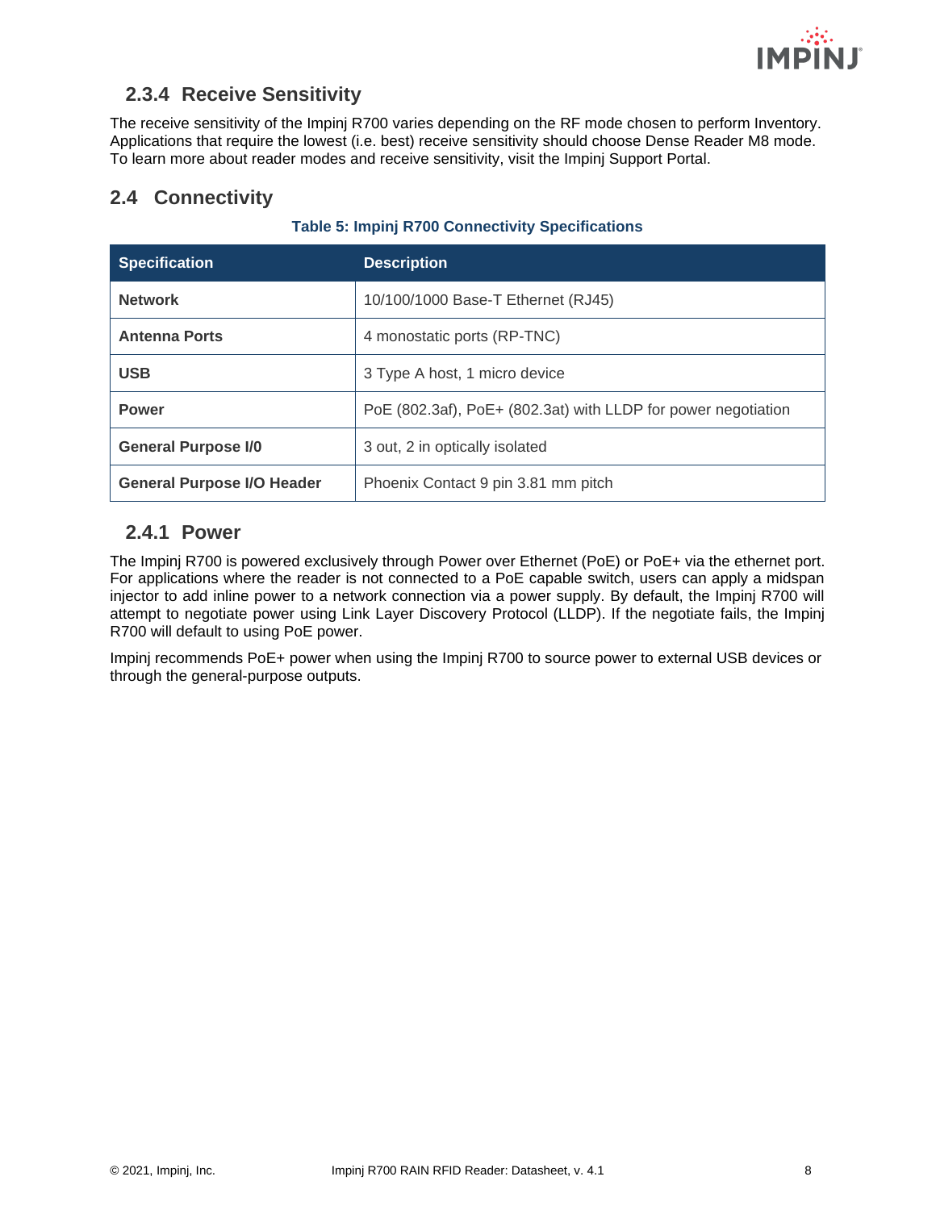### 2.3.4 Receive Sensitivity

The receive sensitivity of the Impinj R700 varies depending on the RF mode chosen to perform Inventory. Applications that require the lowest (i.e. best) receive sensitivity should choose Dense Reader M8 mode. To learn more about reader modes and receive sensitivity, visit the Impinj Support Portal.

## 2.4 Connectivity

**Table 5: Impinj R700 Connectivity Specifications**

| Specification | Description |
| --- | --- |
| **Network** | 10/100/1000 Base-T Ethernet (RJ45) |
| **Antenna Ports** | 4 monostatic ports (RP-TNC) |
| **USB** | 3 Type A host, 1 micro device |
| **Power** | PoE (802.3af), PoE+ (802.3at) with LLDP for power negotiation |
| **General Purpose I/0** | 3 out, 2 in optically isolated |
| **General Purpose I/O Header** | Phoenix Contact 9 pin 3.81 mm pitch |

### 2.4.1 Power

The Impinj R700 is powered exclusively through Power over Ethernet (PoE) or PoE+ via the ethernet port. For applications where the reader is not connected to a PoE capable switch, users can apply a midspan injector to add inline power to a network connection via a power supply. By default, the Impinj R700 will attempt to negotiate power using Link Layer Discovery Protocol (LLDP). If the negotiate fails, the Impinj R700 will default to using PoE power.

Impinj recommends PoE+ power when using the Impinj R700 to source power to external USB devices or through the general-purpose outputs.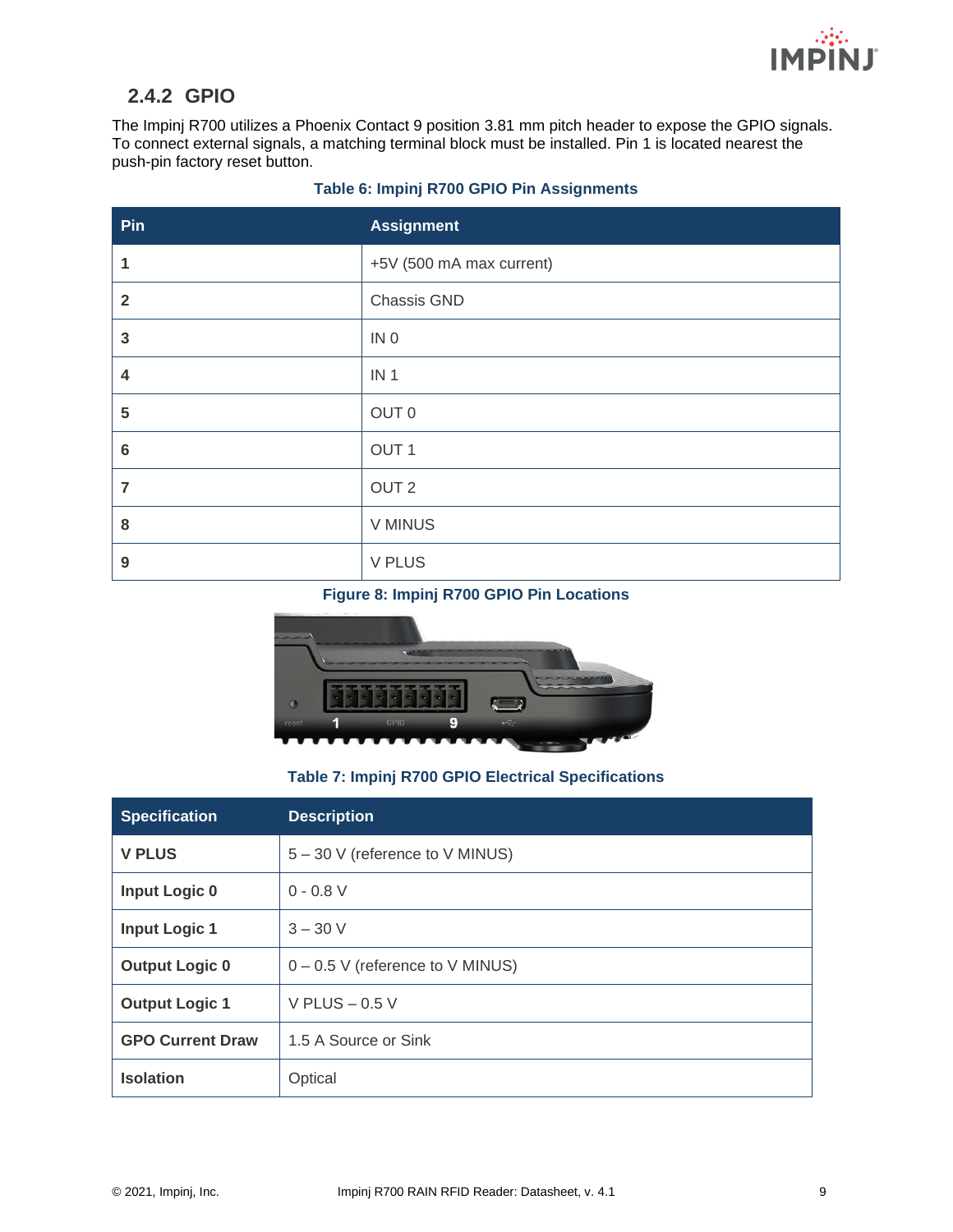## 2.4.2 GPIO

The Impinj R700 utilizes a Phoenix Contact 9 position 3.81 mm pitch header to expose the GPIO signals. To connect external signals, a matching terminal block must be installed. Pin 1 is located nearest the push-pin factory reset button.

**Table 6: Impinj R700 GPIO Pin Assignments**

| Pin | Assignment |
|---|---|
| 1 | +5V (500 mA max current) |
| 2 | Chassis GND |
| 3 | IN 0 |
| 4 | IN 1 |
| 5 | OUT 0 |
| 6 | OUT 1 |
| 7 | OUT 2 |
| 8 | V MINUS |
| 9 | V PLUS |

**Figure 8: Impinj R700 GPIO Pin Locations**

**Table 7: Impinj R700 GPIO Electrical Specifications**

| Specification | Description |
|---|---|
| **V PLUS** | 5 – 30 V (reference to V MINUS) |
| **Input Logic 0** | 0 - 0.8 V |
| **Input Logic 1** | 3 – 30 V |
| **Output Logic 0** | 0 – 0.5 V (reference to V MINUS) |
| **Output Logic 1** | V PLUS – 0.5 V |
| **GPO Current Draw** | 1.5 A Source or Sink |
| **Isolation** | Optical |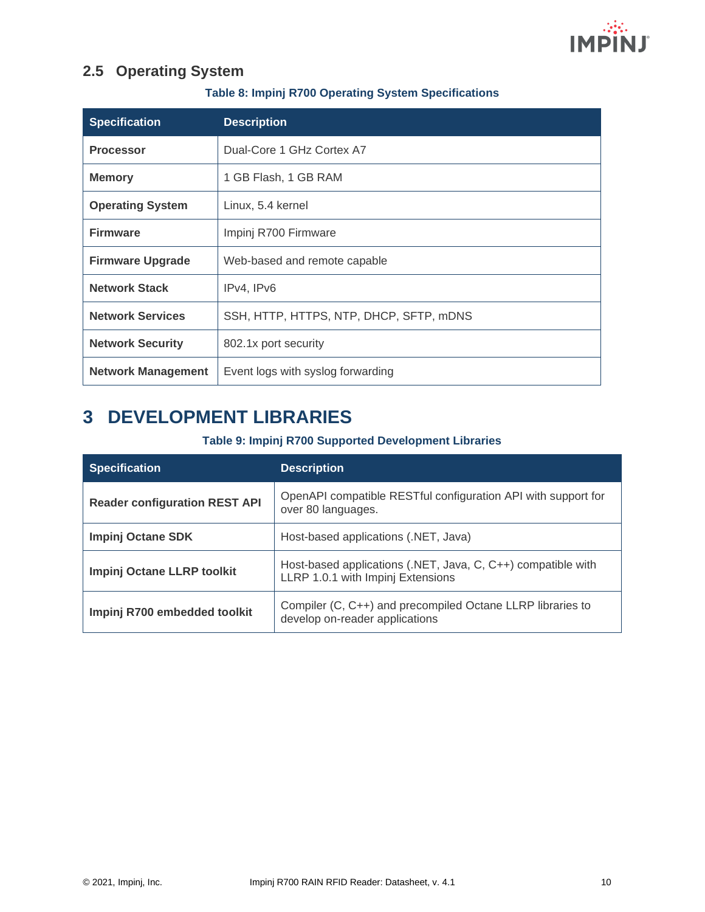## 2.5 Operating System

**Table 8: Impinj R700 Operating System Specifications**

| Specification | Description |
|---|---|
| **Processor** | Dual-Core 1 GHz Cortex A7 |
| **Memory** | 1 GB Flash, 1 GB RAM |
| **Operating System** | Linux, 5.4 kernel |
| **Firmware** | Impinj R700 Firmware |
| **Firmware Upgrade** | Web-based and remote capable |
| **Network Stack** | IPv4, IPv6 |
| **Network Services** | SSH, HTTP, HTTPS, NTP, DHCP, SFTP, mDNS |
| **Network Security** | 802.1x port security |
| **Network Management** | Event logs with syslog forwarding |

# 3 DEVELOPMENT LIBRARIES

**Table 9: Impinj R700 Supported Development Libraries**

| Specification | Description |
|---|---|
| **Reader configuration REST API** | OpenAPI compatible RESTful configuration API with support for over 80 languages. |
| **Impinj Octane SDK** | Host-based applications (.NET, Java) |
| **Impinj Octane LLRP toolkit** | Host-based applications (.NET, Java, C, C++) compatible with LLRP 1.0.1 with Impinj Extensions |
| **Impinj R700 embedded toolkit** | Compiler (C, C++) and precompiled Octane LLRP libraries to develop on-reader applications |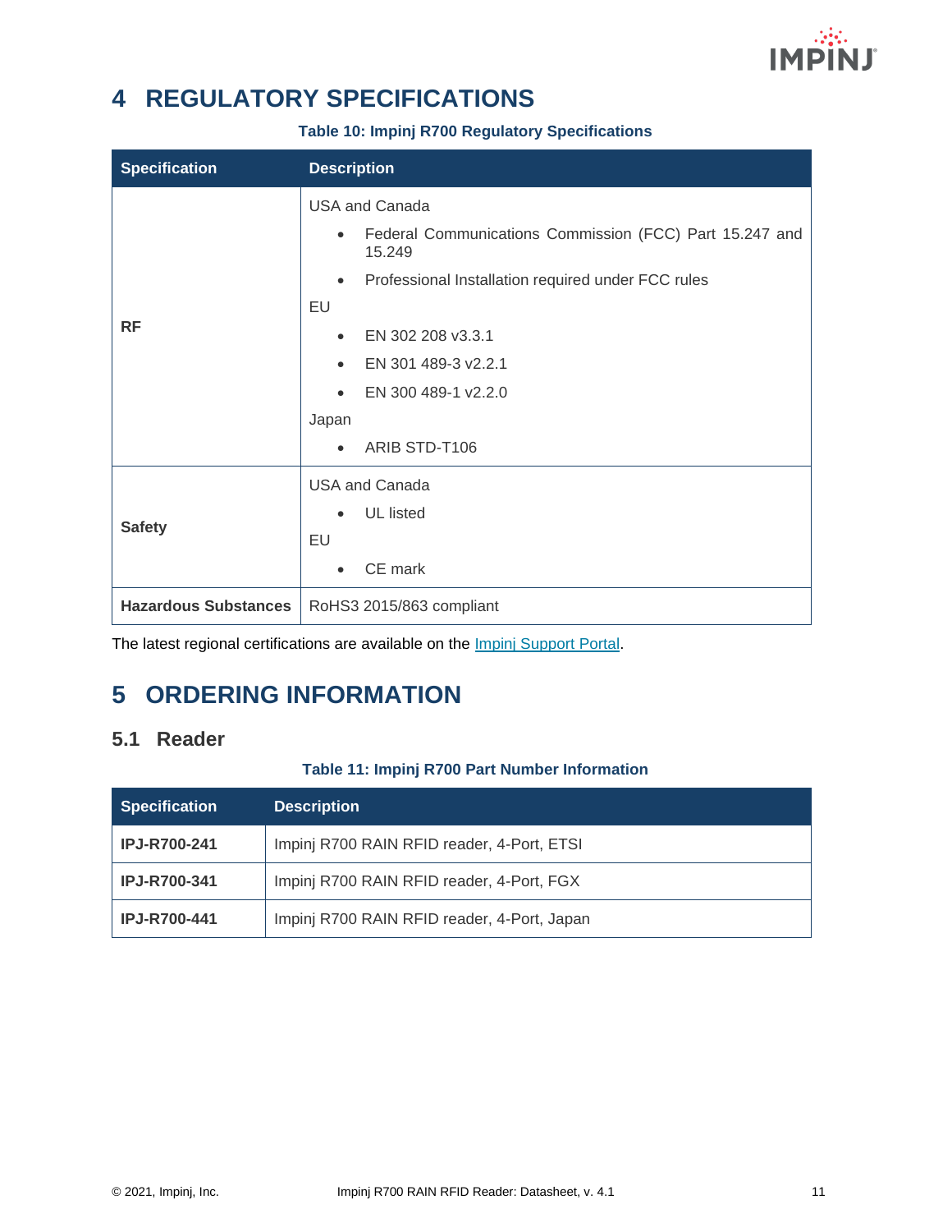# 4 REGULATORY SPECIFICATIONS

**Table 10: Impinj R700 Regulatory Specifications**

| Specification | Description |
|---|---|
| **RF** | USA and Canada<br>• Federal Communications Commission (FCC) Part 15.247 and 15.249<br>• Professional Installation required under FCC rules<br>EU<br>• EN 302 208 v3.3.1<br>• EN 301 489-3 v2.2.1<br>• EN 300 489-1 v2.2.0<br>Japan<br>• ARIB STD-T106 |
| **Safety** | USA and Canada<br>• UL listed<br>EU<br>• CE mark |
| **Hazardous Substances** | RoHS3 2015/863 compliant |

The latest regional certifications are available on the [Impinj Support Portal].

# 5 ORDERING INFORMATION

## 5.1 Reader

**Table 11: Impinj R700 Part Number Information**

| Specification | Description |
|---|---|
| **IPJ-R700-241** | Impinj R700 RAIN RFID reader, 4-Port, ETSI |
| **IPJ-R700-341** | Impinj R700 RAIN RFID reader, 4-Port, FGX |
| **IPJ-R700-441** | Impinj R700 RAIN RFID reader, 4-Port, Japan |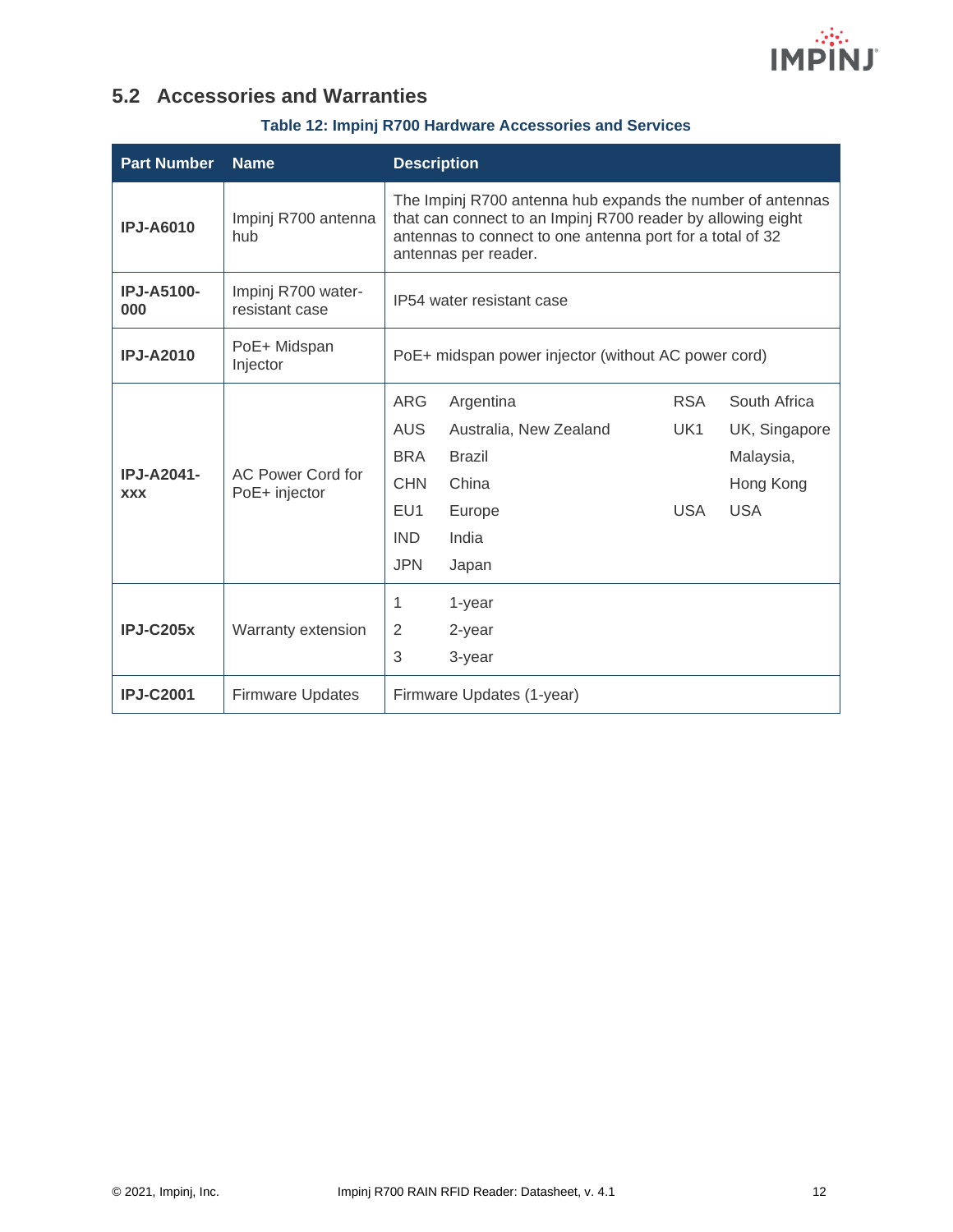## 5.2 Accessories and Warranties

**Table 12: Impinj R700 Hardware Accessories and Services**

| Part Number | Name | Description |
|---|---|---|
| **IPJ-A6010** | Impinj R700 antenna hub | The Impinj R700 antenna hub expands the number of antennas that can connect to an Impinj R700 reader by allowing eight antennas to connect to one antenna port for a total of 32 antennas per reader. |
| **IPJ-A5100-000** | Impinj R700 water-resistant case | IP54 water resistant case |
| **IPJ-A2010** | PoE+ Midspan Injector | PoE+ midspan power injector (without AC power cord) |
| **IPJ-A2041-xxx** | AC Power Cord for PoE+ injector | ARG Argentina<br>AUS Australia, New Zealand<br>BRA Brazil<br>CHN China<br>EU1 Europe<br>IND India<br>JPN Japan<br>RSA South Africa<br>UK1 UK, Singapore Malaysia, Hong Kong<br>USA USA |
| **IPJ-C205x** | Warranty extension | 1 1-year<br>2 2-year<br>3 3-year |
| **IPJ-C2001** | Firmware Updates | Firmware Updates (1-year) |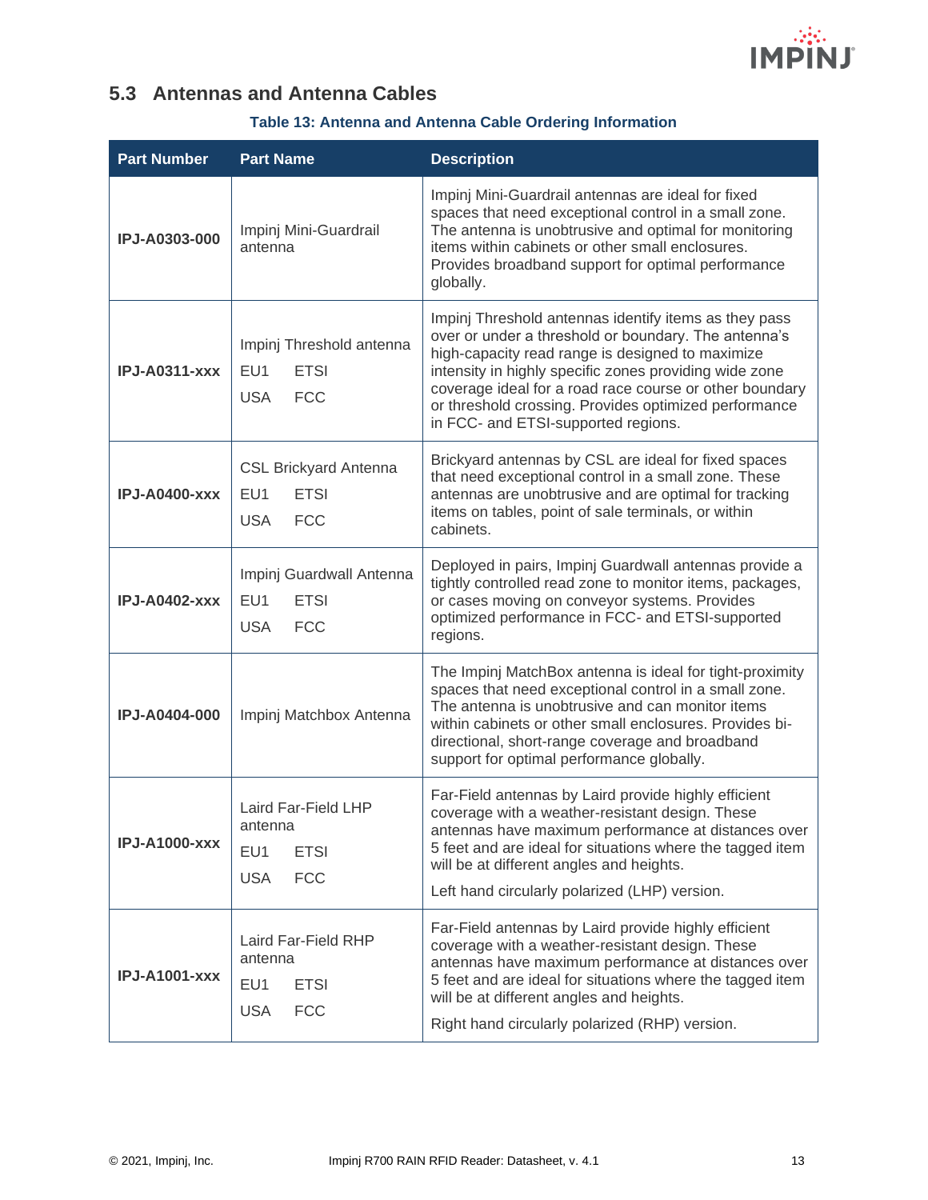## 5.3 Antennas and Antenna Cables

**Table 13: Antenna and Antenna Cable Ordering Information**

| Part Number | Part Name | Description |
|---|---|---|
| **IPJ-A0303-000** | Impinj Mini-Guardrail antenna | Impinj Mini-Guardrail antennas are ideal for fixed spaces that need exceptional control in a small zone. The antenna is unobtrusive and optimal for monitoring items within cabinets or other small enclosures. Provides broadband support for optimal performance globally. |
| **IPJ-A0311-xxx** | Impinj Threshold antenna<br>EU1 ETSI<br>USA FCC | Impinj Threshold antennas identify items as they pass over or under a threshold or boundary. The antenna's high-capacity read range is designed to maximize intensity in highly specific zones providing wide zone coverage ideal for a road race course or other boundary or threshold crossing. Provides optimized performance in FCC- and ETSI-supported regions. |
| **IPJ-A0400-xxx** | CSL Brickyard Antenna<br>EU1 ETSI<br>USA FCC | Brickyard antennas by CSL are ideal for fixed spaces that need exceptional control in a small zone. These antennas are unobtrusive and are optimal for tracking items on tables, point of sale terminals, or within cabinets. |
| **IPJ-A0402-xxx** | Impinj Guardwall Antenna<br>EU1 ETSI<br>USA FCC | Deployed in pairs, Impinj Guardwall antennas provide a tightly controlled read zone to monitor items, packages, or cases moving on conveyor systems. Provides optimized performance in FCC- and ETSI-supported regions. |
| **IPJ-A0404-000** | Impinj Matchbox Antenna | The Impinj MatchBox antenna is ideal for tight-proximity spaces that need exceptional control in a small zone. The antenna is unobtrusive and can monitor items within cabinets or other small enclosures. Provides bi-directional, short-range coverage and broadband support for optimal performance globally. |
| **IPJ-A1000-xxx** | Laird Far-Field LHP antenna<br>EU1 ETSI<br>USA FCC | Far-Field antennas by Laird provide highly efficient coverage with a weather-resistant design. These antennas have maximum performance at distances over 5 feet and are ideal for situations where the tagged item will be at different angles and heights.<br>Left hand circularly polarized (LHP) version. |
| **IPJ-A1001-xxx** | Laird Far-Field RHP antenna<br>EU1 ETSI<br>USA FCC | Far-Field antennas by Laird provide highly efficient coverage with a weather-resistant design. These antennas have maximum performance at distances over 5 feet and are ideal for situations where the tagged item will be at different angles and heights.<br>Right hand circularly polarized (RHP) version. |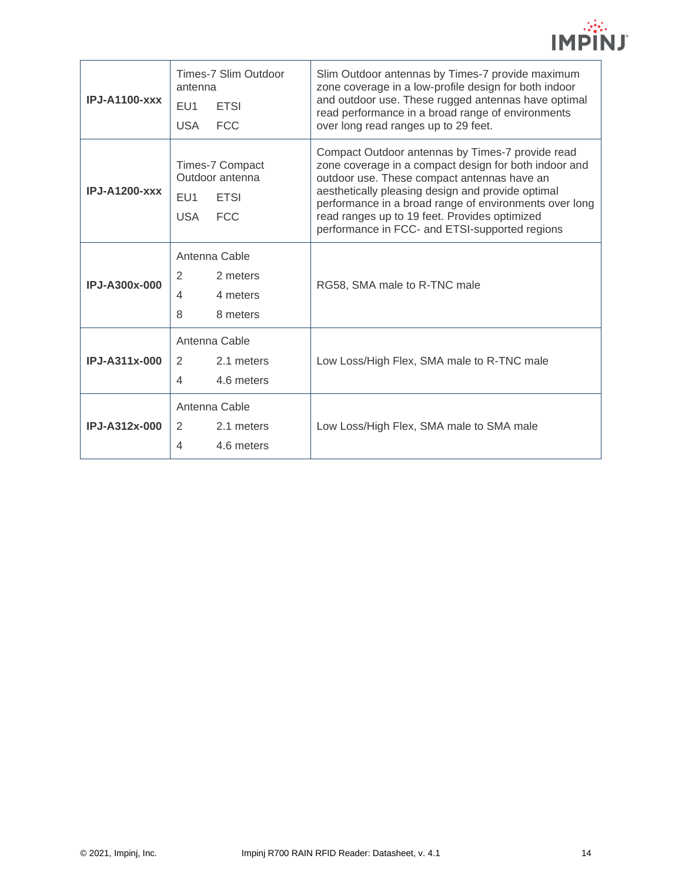| | | |
|---|---|---|
| **IPJ-A1100-xxx** | Times-7 Slim Outdoor antenna<br>EU1 ETSI<br>USA FCC | Slim Outdoor antennas by Times-7 provide maximum zone coverage in a low-profile design for both indoor and outdoor use. These rugged antennas have optimal read performance in a broad range of environments over long read ranges up to 29 feet. |
| **IPJ-A1200-xxx** | Times-7 Compact Outdoor antenna<br>EU1 ETSI<br>USA FCC | Compact Outdoor antennas by Times-7 provide read zone coverage in a compact design for both indoor and outdoor use. These compact antennas have an aesthetically pleasing design and provide optimal performance in a broad range of environments over long read ranges up to 19 feet. Provides optimized performance in FCC- and ETSI-supported regions |
| **IPJ-A300x-000** | Antenna Cable<br>2 2 meters<br>4 4 meters<br>8 8 meters | RG58, SMA male to R-TNC male |
| **IPJ-A311x-000** | Antenna Cable<br>2 2.1 meters<br>4 4.6 meters | Low Loss/High Flex, SMA male to R-TNC male |
| **IPJ-A312x-000** | Antenna Cable<br>2 2.1 meters<br>4 4.6 meters | Low Loss/High Flex, SMA male to SMA male |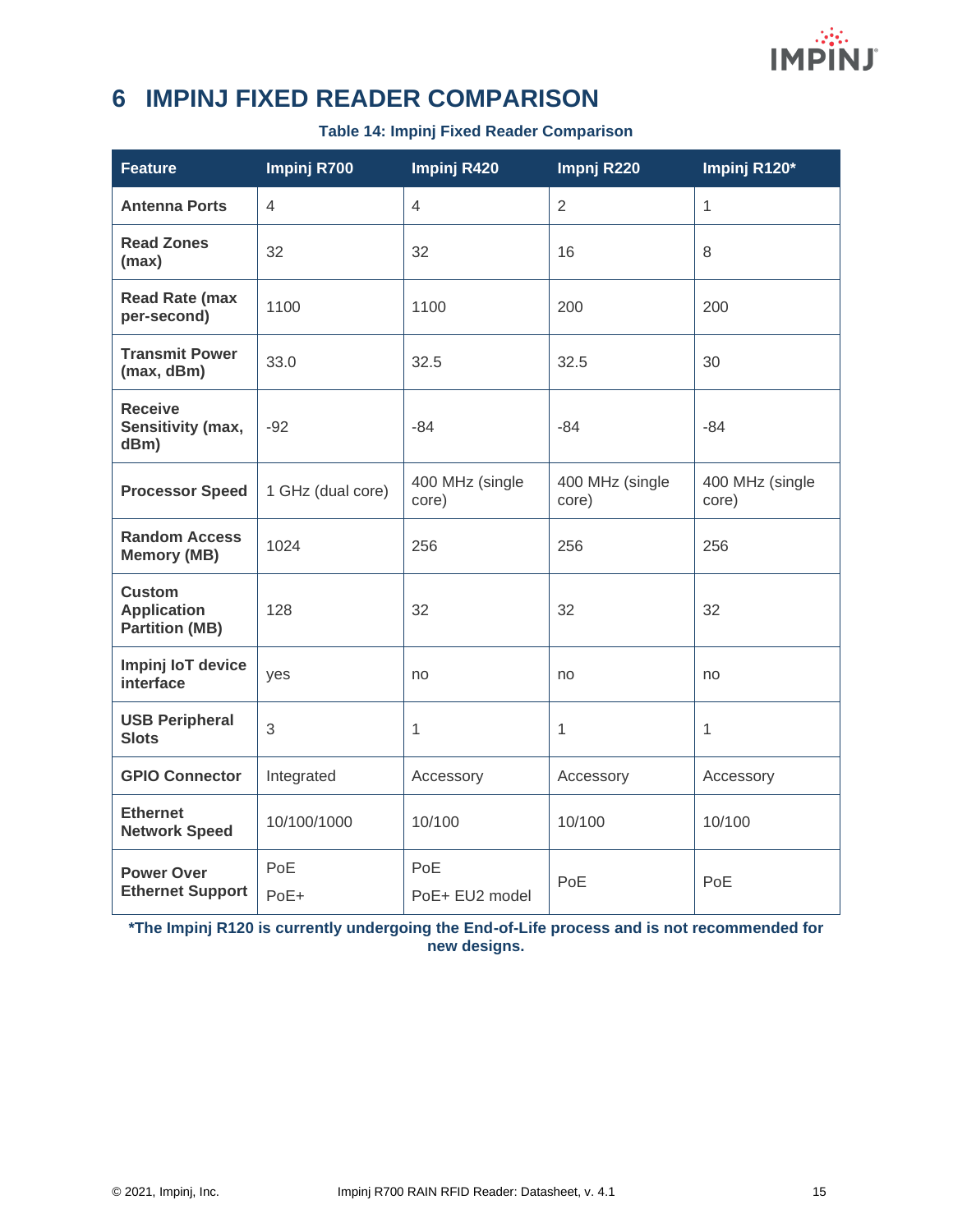# 6 IMPINJ FIXED READER COMPARISON

**Table 14: Impinj Fixed Reader Comparison**

| Feature | Impinj R700 | Impinj R420 | Impnj R220 | Impinj R120* |
|---|---|---|---|---|
| **Antenna Ports** | 4 | 4 | 2 | 1 |
| **Read Zones (max)** | 32 | 32 | 16 | 8 |
| **Read Rate (max per-second)** | 1100 | 1100 | 200 | 200 |
| **Transmit Power (max, dBm)** | 33.0 | 32.5 | 32.5 | 30 |
| **Receive Sensitivity (max, dBm)** | -92 | -84 | -84 | -84 |
| **Processor Speed** | 1 GHz (dual core) | 400 MHz (single core) | 400 MHz (single core) | 400 MHz (single core) |
| **Random Access Memory (MB)** | 1024 | 256 | 256 | 256 |
| **Custom Application Partition (MB)** | 128 | 32 | 32 | 32 |
| **Impinj IoT device interface** | yes | no | no | no |
| **USB Peripheral Slots** | 3 | 1 | 1 | 1 |
| **GPIO Connector** | Integrated | Accessory | Accessory | Accessory |
| **Ethernet Network Speed** | 10/100/1000 | 10/100 | 10/100 | 10/100 |
| **Power Over Ethernet Support** | PoE<br>PoE+ | PoE<br>PoE+ EU2 model | PoE | PoE |

***The Impinj R120 is currently undergoing the End-of-Life process and is not recommended for new designs.**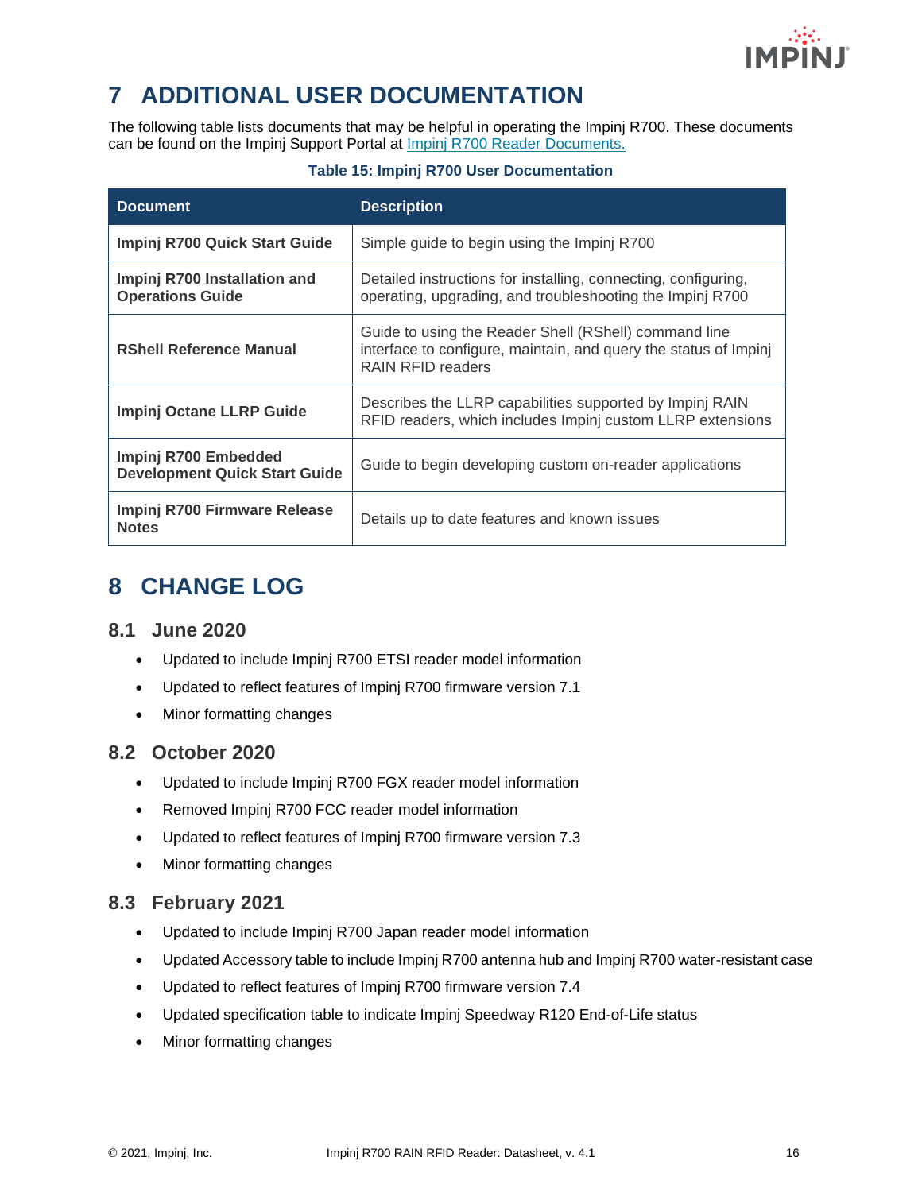# 7 ADDITIONAL USER DOCUMENTATION

The following table lists documents that may be helpful in operating the Impinj R700. These documents can be found on the Impinj Support Portal at [Impinj R700 Reader Documents.]()

**Table 15: Impinj R700 User Documentation**

| Document | Description |
|---|---|
| **Impinj R700 Quick Start Guide** | Simple guide to begin using the Impinj R700 |
| **Impinj R700 Installation and Operations Guide** | Detailed instructions for installing, connecting, configuring, operating, upgrading, and troubleshooting the Impinj R700 |
| **RShell Reference Manual** | Guide to using the Reader Shell (RShell) command line interface to configure, maintain, and query the status of Impinj RAIN RFID readers |
| **Impinj Octane LLRP Guide** | Describes the LLRP capabilities supported by Impinj RAIN RFID readers, which includes Impinj custom LLRP extensions |
| **Impinj R700 Embedded Development Quick Start Guide** | Guide to begin developing custom on-reader applications |
| **Impinj R700 Firmware Release Notes** | Details up to date features and known issues |

# 8 CHANGE LOG

## 8.1 June 2020

- Updated to include Impinj R700 ETSI reader model information
- Updated to reflect features of Impinj R700 firmware version 7.1
- Minor formatting changes

## 8.2 October 2020

- Updated to include Impinj R700 FGX reader model information
- Removed Impinj R700 FCC reader model information
- Updated to reflect features of Impinj R700 firmware version 7.3
- Minor formatting changes

## 8.3 February 2021

- Updated to include Impinj R700 Japan reader model information
- Updated Accessory table to include Impinj R700 antenna hub and Impinj R700 water-resistant case
- Updated to reflect features of Impinj R700 firmware version 7.4
- Updated specification table to indicate Impinj Speedway R120 End-of-Life status
- Minor formatting changes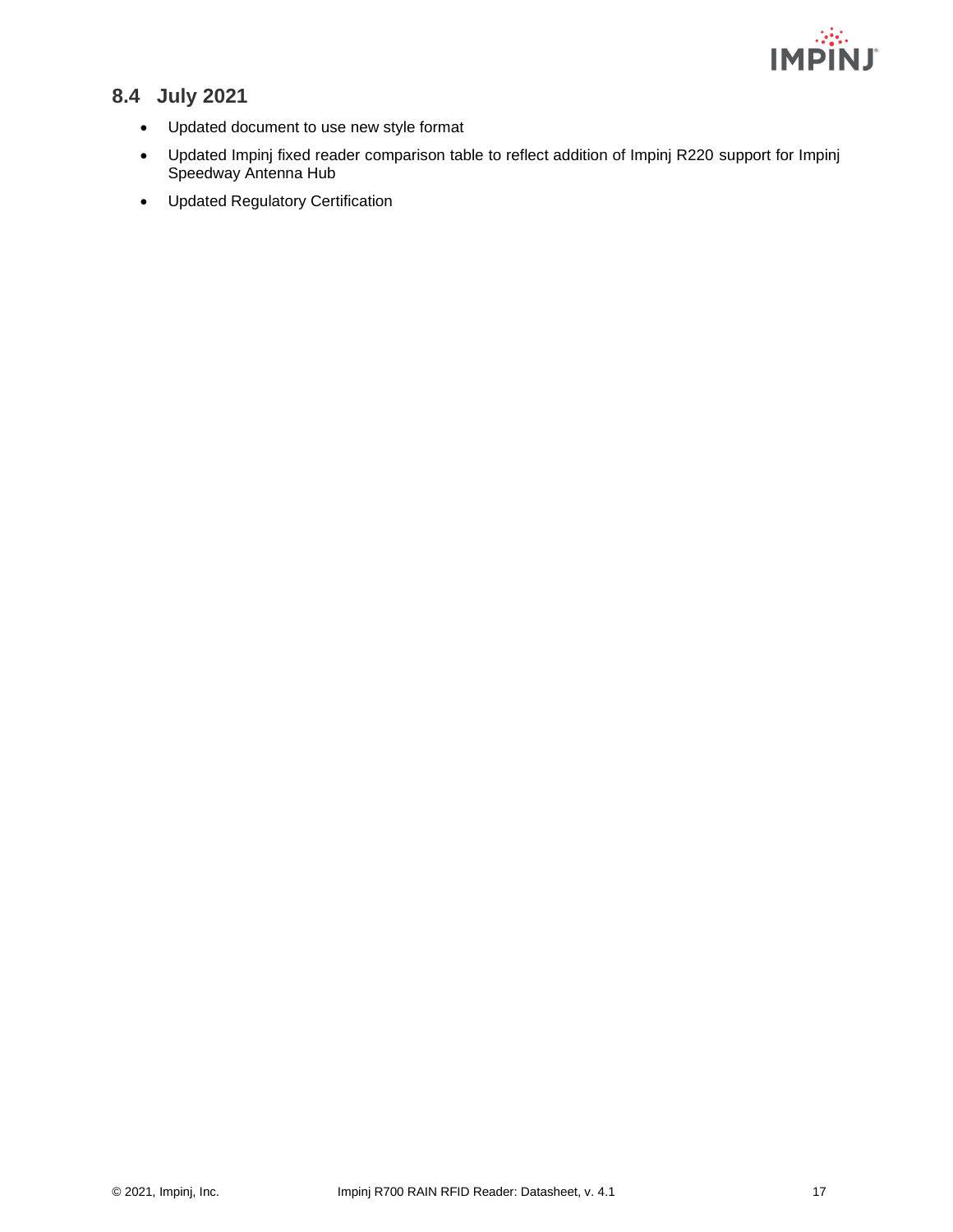## 8.4 July 2021

- Updated document to use new style format
- Updated Impinj fixed reader comparison table to reflect addition of Impinj R220 support for Impinj Speedway Antenna Hub
- Updated Regulatory Certification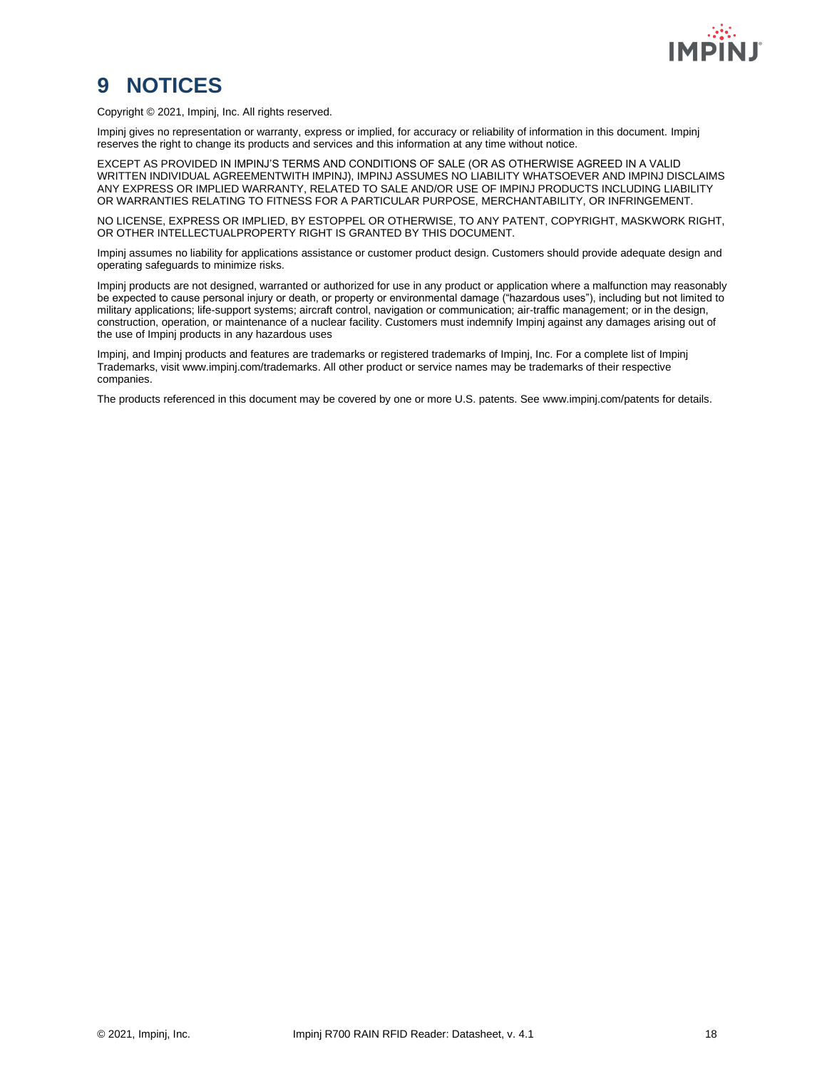# 9 NOTICES

Copyright © 2021, Impinj, Inc. All rights reserved.

Impinj gives no representation or warranty, express or implied, for accuracy or reliability of information in this document. Impinj reserves the right to change its products and services and this information at any time without notice.

EXCEPT AS PROVIDED IN IMPINJ'S TERMS AND CONDITIONS OF SALE (OR AS OTHERWISE AGREED IN A VALID WRITTEN INDIVIDUAL AGREEMENTWITH IMPINJ), IMPINJ ASSUMES NO LIABILITY WHATSOEVER AND IMPINJ DISCLAIMS ANY EXPRESS OR IMPLIED WARRANTY, RELATED TO SALE AND/OR USE OF IMPINJ PRODUCTS INCLUDING LIABILITY OR WARRANTIES RELATING TO FITNESS FOR A PARTICULAR PURPOSE, MERCHANTABILITY, OR INFRINGEMENT.

NO LICENSE, EXPRESS OR IMPLIED, BY ESTOPPEL OR OTHERWISE, TO ANY PATENT, COPYRIGHT, MASKWORK RIGHT, OR OTHER INTELLECTUALPROPERTY RIGHT IS GRANTED BY THIS DOCUMENT.

Impinj assumes no liability for applications assistance or customer product design. Customers should provide adequate design and operating safeguards to minimize risks.

Impinj products are not designed, warranted or authorized for use in any product or application where a malfunction may reasonably be expected to cause personal injury or death, or property or environmental damage ("hazardous uses"), including but not limited to military applications; life-support systems; aircraft control, navigation or communication; air-traffic management; or in the design, construction, operation, or maintenance of a nuclear facility. Customers must indemnify Impinj against any damages arising out of the use of Impinj products in any hazardous uses

Impinj, and Impinj products and features are trademarks or registered trademarks of Impinj, Inc. For a complete list of Impinj Trademarks, visit www.impinj.com/trademarks. All other product or service names may be trademarks of their respective companies.

The products referenced in this document may be covered by one or more U.S. patents. See www.impinj.com/patents for details.